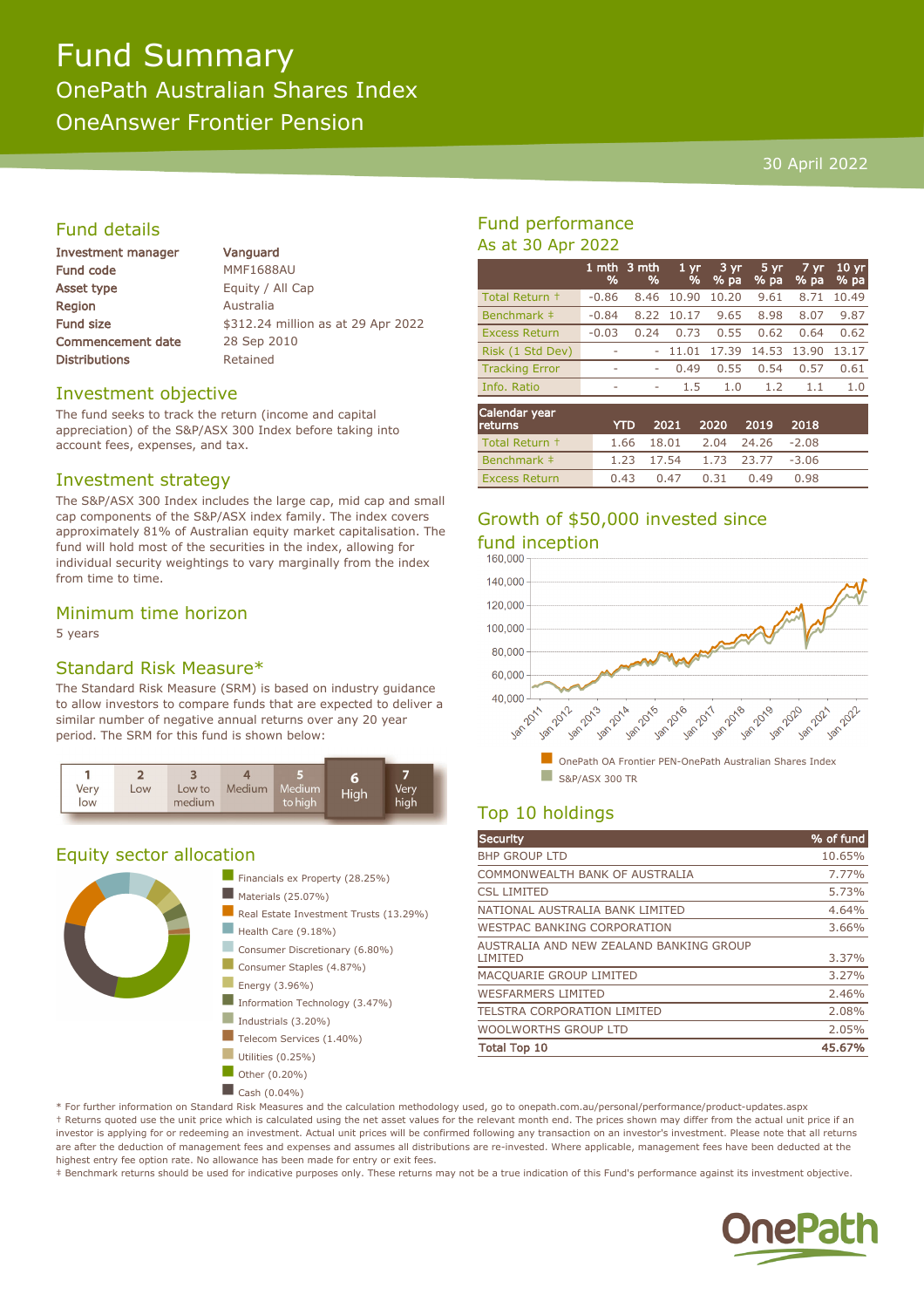# Fund Summary

## OnePath Australian Shares Index

## OneAnswer Frontier Pension

30 April 2022

## Fund details

| | |
|---|---|
| Investment manager | Vanguard |
| Fund code | MMF1688AU |
| Asset type | Equity / All Cap |
| Region | Australia |
| Fund size | $312.24 million as at 29 Apr 2022 |
| Commencement date | 28 Sep 2010 |
| Distributions | Retained |

## Investment objective

The fund seeks to track the return (income and capital appreciation) of the S&P/ASX 300 Index before taking into account fees, expenses, and tax.

## Investment strategy

The S&P/ASX 300 Index includes the large cap, mid cap and small cap components of the S&P/ASX index family. The index covers approximately 81% of Australian equity market capitalisation. The fund will hold most of the securities in the index, allowing for individual security weightings to vary marginally from the index from time to time.

## Minimum time horizon

5 years

## Standard Risk Measure*

The Standard Risk Measure (SRM) is based on industry guidance to allow investors to compare funds that are expected to deliver a similar number of negative annual returns over any 20 year period. The SRM for this fund is shown below:

| 1 | 2 | 3 | 4 | 5 | 6 | 7 |
|---|---|---|---|---|---|---|
| Very low | Low | Low to medium | Medium | Medium to high | **High** | Very high |

## Equity sector allocation

- Financials ex Property (28.25%)
- Materials (25.07%)
- Real Estate Investment Trusts (13.29%)
- Health Care (9.18%)
- Consumer Discretionary (6.80%)
- Consumer Staples (4.87%)
- Energy (3.96%)
- Information Technology (3.47%)
- Industrials (3.20%)
- Telecom Services (1.40%)
- Utilities (0.25%)
- Other (0.20%)
- Cash (0.04%)

## Fund performance

As at 30 Apr 2022

| | 1 mth % | 3 mth % | 1 yr % | 3 yr % pa | 5 yr % pa | 7 yr % pa | 10 yr % pa |
|---|---|---|---|---|---|---|---|
| Total Return † | -0.86 | 8.46 | 10.90 | 10.20 | 9.61 | 8.71 | 10.49 |
| Benchmark ‡ | -0.84 | 8.22 | 10.17 | 9.65 | 8.98 | 8.07 | 9.87 |
| Excess Return | -0.03 | 0.24 | 0.73 | 0.55 | 0.62 | 0.64 | 0.62 |
| Risk (1 Std Dev) | - | - | 11.01 | 17.39 | 14.53 | 13.90 | 13.17 |
| Tracking Error | - | - | 0.49 | 0.55 | 0.54 | 0.57 | 0.61 |
| Info. Ratio | - | - | 1.5 | 1.0 | 1.2 | 1.1 | 1.0 |

| Calendar year returns | YTD | 2021 | 2020 | 2019 | 2018 |
|---|---|---|---|---|---|
| Total Return † | 1.66 | 18.01 | 2.04 | 24.26 | -2.08 |
| Benchmark ‡ | 1.23 | 17.54 | 1.73 | 23.77 | -3.06 |
| Excess Return | 0.43 | 0.47 | 0.31 | 0.49 | 0.98 |

## Growth of $50,000 invested since fund inception

- OnePath OA Frontier PEN-OnePath Australian Shares Index
- S&P/ASX 300 TR

## Top 10 holdings

| Security | % of fund |
|---|---|
| BHP GROUP LTD | 10.65% |
| COMMONWEALTH BANK OF AUSTRALIA | 7.77% |
| CSL LIMITED | 5.73% |
| NATIONAL AUSTRALIA BANK LIMITED | 4.64% |
| WESTPAC BANKING CORPORATION | 3.66% |
| AUSTRALIA AND NEW ZEALAND BANKING GROUP LIMITED | 3.37% |
| MACQUARIE GROUP LIMITED | 3.27% |
| WESFARMERS LIMITED | 2.46% |
| TELSTRA CORPORATION LIMITED | 2.08% |
| WOOLWORTHS GROUP LTD | 2.05% |
| **Total Top 10** | **45.67%** |

* For further information on Standard Risk Measures and the calculation methodology used, go to onepath.com.au/personal/performance/product-updates.aspx

† Returns quoted use the unit price which is calculated using the net asset values for the relevant month end. The prices shown may differ from the actual unit price if an investor is applying for or redeeming an investment. Actual unit prices will be confirmed following any transaction on an investor's investment. Please note that all returns are after the deduction of management fees and expenses and assumes all distributions are re-invested. Where applicable, management fees have been deducted at the highest entry fee option rate. No allowance has been made for entry or exit fees.

‡ Benchmark returns should be used for indicative purposes only. These returns may not be a true indication of this Fund's performance against its investment objective.

OnePath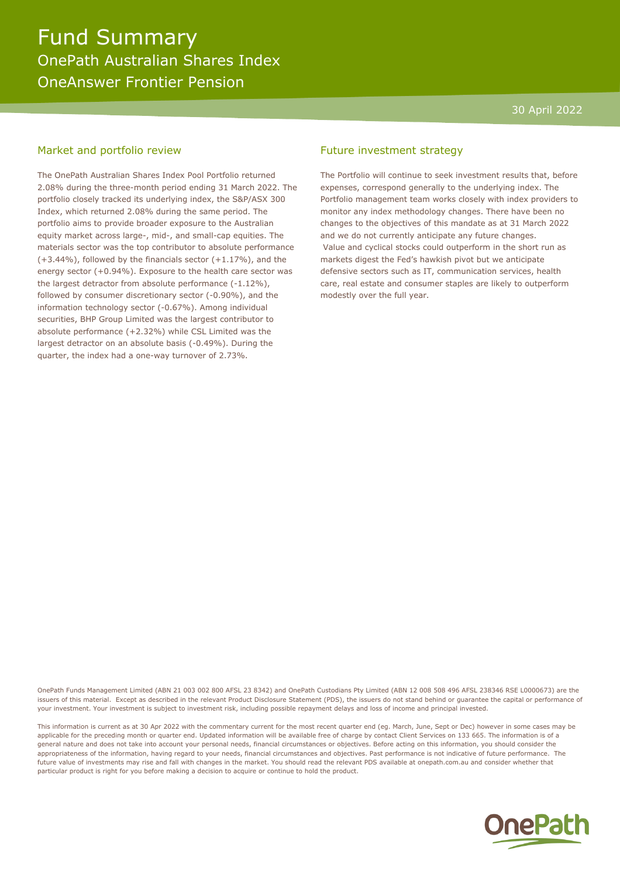# Fund Summary

## OnePath Australian Shares Index

## OneAnswer Frontier Pension

30 April 2022

### Market and portfolio review

The OnePath Australian Shares Index Pool Portfolio returned 2.08% during the three-month period ending 31 March 2022. The portfolio closely tracked its underlying index, the S&P/ASX 300 Index, which returned 2.08% during the same period. The portfolio aims to provide broader exposure to the Australian equity market across large-, mid-, and small-cap equities. The materials sector was the top contributor to absolute performance (+3.44%), followed by the financials sector (+1.17%), and the energy sector (+0.94%). Exposure to the health care sector was the largest detractor from absolute performance (-1.12%), followed by consumer discretionary sector (-0.90%), and the information technology sector (-0.67%). Among individual securities, BHP Group Limited was the largest contributor to absolute performance (+2.32%) while CSL Limited was the largest detractor on an absolute basis (-0.49%). During the quarter, the index had a one-way turnover of 2.73%.

### Future investment strategy

The Portfolio will continue to seek investment results that, before expenses, correspond generally to the underlying index. The Portfolio management team works closely with index providers to monitor any index methodology changes. There have been no changes to the objectives of this mandate as at 31 March 2022 and we do not currently anticipate any future changes.

Value and cyclical stocks could outperform in the short run as markets digest the Fed's hawkish pivot but we anticipate defensive sectors such as IT, communication services, health care, real estate and consumer staples are likely to outperform modestly over the full year.

OnePath Funds Management Limited (ABN 21 003 002 800 AFSL 23 8342) and OnePath Custodians Pty Limited (ABN 12 008 508 496 AFSL 238346 RSE L0000673) are the issuers of this material. Except as described in the relevant Product Disclosure Statement (PDS), the issuers do not stand behind or guarantee the capital or performance of your investment. Your investment is subject to investment risk, including possible repayment delays and loss of income and principal invested.

This information is current as at 30 Apr 2022 with the commentary current for the most recent quarter end (eg. March, June, Sept or Dec) however in some cases may be applicable for the preceding month or quarter end. Updated information will be available free of charge by contact Client Services on 133 665. The information is of a general nature and does not take into account your personal needs, financial circumstances or objectives. Before acting on this information, you should consider the appropriateness of the information, having regard to your needs, financial circumstances and objectives. Past performance is not indicative of future performance. The future value of investments may rise and fall with changes in the market. You should read the relevant PDS available at onepath.com.au and consider whether that particular product is right for you before making a decision to acquire or continue to hold the product.

OnePath